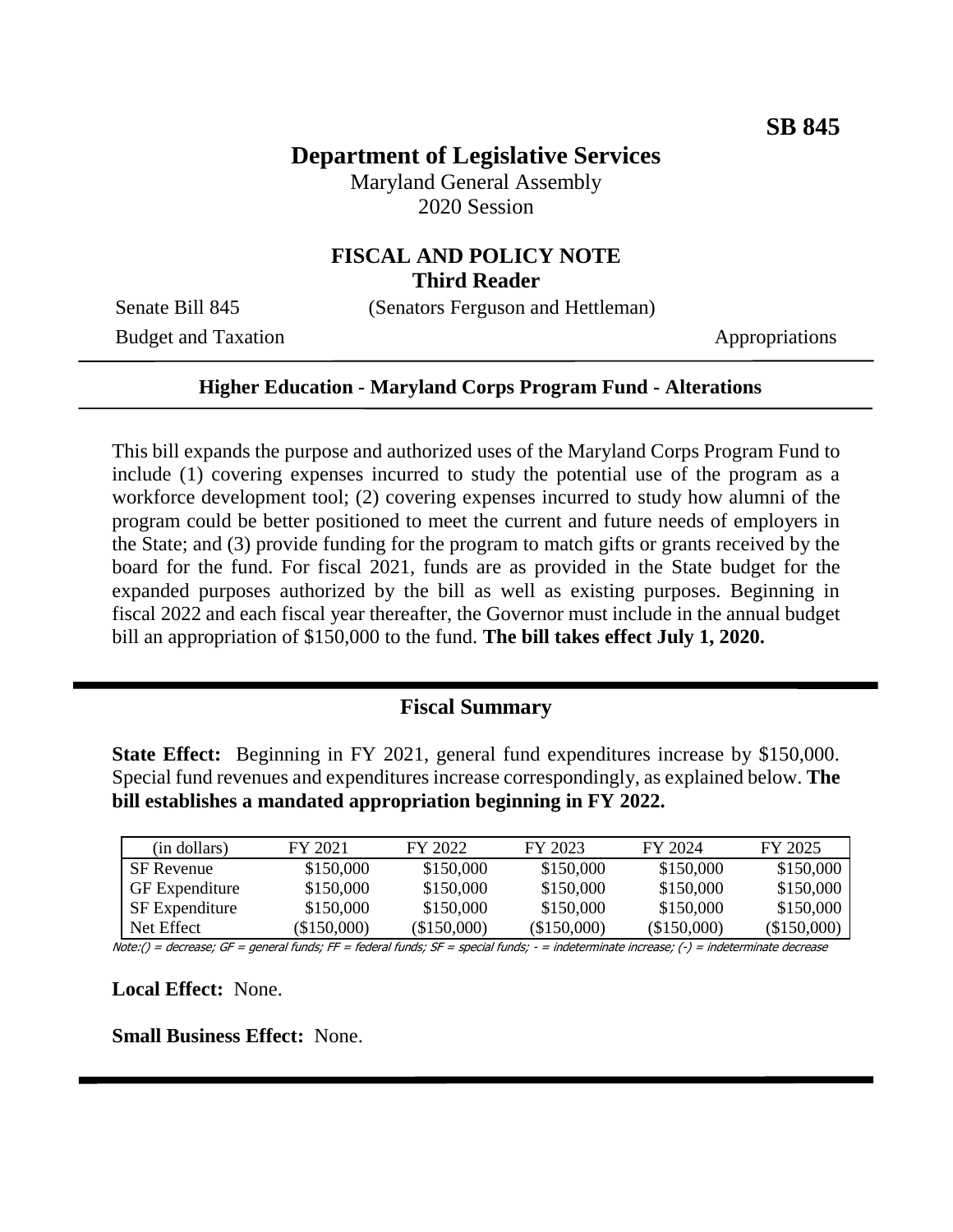**SB 845**

# Department of Legislative Services

Maryland General Assembly
2020 Session

## FISCAL AND POLICY NOTE
**Third Reader**

Senate Bill 845 (Senators Ferguson and Hettleman)

Budget and Taxation Appropriations

---

**Higher Education - Maryland Corps Program Fund - Alterations**

---

This bill expands the purpose and authorized uses of the Maryland Corps Program Fund to include (1) covering expenses incurred to study the potential use of the program as a workforce development tool; (2) covering expenses incurred to study how alumni of the program could be better positioned to meet the current and future needs of employers in the State; and (3) provide funding for the program to match gifts or grants received by the board for the fund. For fiscal 2021, funds are as provided in the State budget for the expanded purposes authorized by the bill as well as existing purposes. Beginning in fiscal 2022 and each fiscal year thereafter, the Governor must include in the annual budget bill an appropriation of $150,000 to the fund. **The bill takes effect July 1, 2020.**

---

## Fiscal Summary

**State Effect:** Beginning in FY 2021, general fund expenditures increase by $150,000. Special fund revenues and expenditures increase correspondingly, as explained below. **The bill establishes a mandated appropriation beginning in FY 2022.**

| (in dollars) | FY 2021 | FY 2022 | FY 2023 | FY 2024 | FY 2025 |
|---|---|---|---|---|---|
| SF Revenue | $150,000 | $150,000 | $150,000 | $150,000 | $150,000 |
| GF Expenditure | $150,000 | $150,000 | $150,000 | $150,000 | $150,000 |
| SF Expenditure | $150,000 | $150,000 | $150,000 | $150,000 | $150,000 |
| Net Effect | ($150,000) | ($150,000) | ($150,000) | ($150,000) | ($150,000) |

Note:() = decrease; GF = general funds; FF = federal funds; SF = special funds; - = indeterminate increase; (-) = indeterminate decrease

**Local Effect:** None.

**Small Business Effect:** None.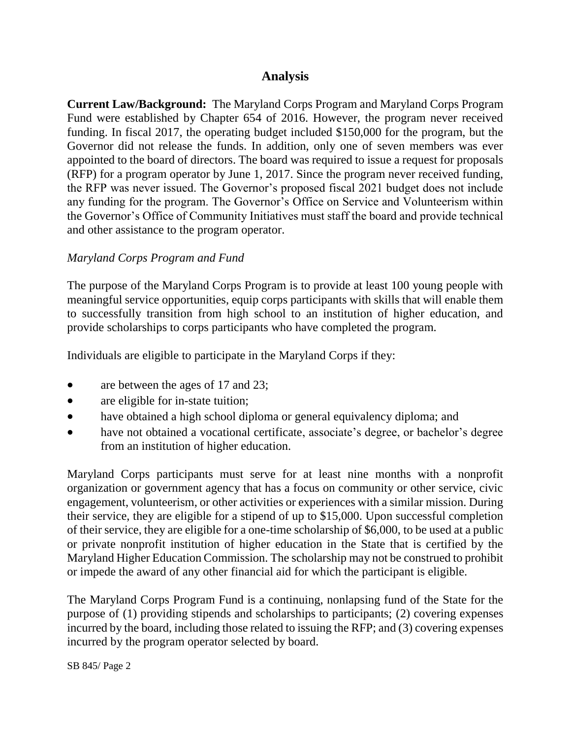## Analysis

**Current Law/Background:** The Maryland Corps Program and Maryland Corps Program Fund were established by Chapter 654 of 2016. However, the program never received funding. In fiscal 2017, the operating budget included $150,000 for the program, but the Governor did not release the funds. In addition, only one of seven members was ever appointed to the board of directors. The board was required to issue a request for proposals (RFP) for a program operator by June 1, 2017. Since the program never received funding, the RFP was never issued. The Governor's proposed fiscal 2021 budget does not include any funding for the program. The Governor's Office on Service and Volunteerism within the Governor's Office of Community Initiatives must staff the board and provide technical and other assistance to the program operator.

*Maryland Corps Program and Fund*

The purpose of the Maryland Corps Program is to provide at least 100 young people with meaningful service opportunities, equip corps participants with skills that will enable them to successfully transition from high school to an institution of higher education, and provide scholarships to corps participants who have completed the program.

Individuals are eligible to participate in the Maryland Corps if they:

- are between the ages of 17 and 23;
- are eligible for in-state tuition;
- have obtained a high school diploma or general equivalency diploma; and
- have not obtained a vocational certificate, associate's degree, or bachelor's degree from an institution of higher education.

Maryland Corps participants must serve for at least nine months with a nonprofit organization or government agency that has a focus on community or other service, civic engagement, volunteerism, or other activities or experiences with a similar mission. During their service, they are eligible for a stipend of up to $15,000. Upon successful completion of their service, they are eligible for a one-time scholarship of $6,000, to be used at a public or private nonprofit institution of higher education in the State that is certified by the Maryland Higher Education Commission. The scholarship may not be construed to prohibit or impede the award of any other financial aid for which the participant is eligible.

The Maryland Corps Program Fund is a continuing, nonlapsing fund of the State for the purpose of (1) providing stipends and scholarships to participants; (2) covering expenses incurred by the board, including those related to issuing the RFP; and (3) covering expenses incurred by the program operator selected by board.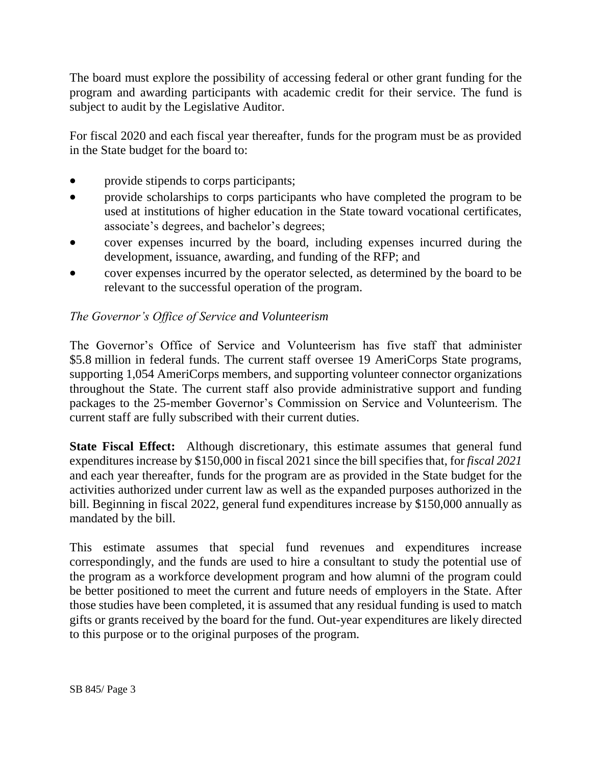The board must explore the possibility of accessing federal or other grant funding for the program and awarding participants with academic credit for their service. The fund is subject to audit by the Legislative Auditor.

For fiscal 2020 and each fiscal year thereafter, funds for the program must be as provided in the State budget for the board to:

- provide stipends to corps participants;
- provide scholarships to corps participants who have completed the program to be used at institutions of higher education in the State toward vocational certificates, associate's degrees, and bachelor's degrees;
- cover expenses incurred by the board, including expenses incurred during the development, issuance, awarding, and funding of the RFP; and
- cover expenses incurred by the operator selected, as determined by the board to be relevant to the successful operation of the program.

*The Governor's Office of Service and Volunteerism*

The Governor's Office of Service and Volunteerism has five staff that administer $5.8 million in federal funds. The current staff oversee 19 AmeriCorps State programs, supporting 1,054 AmeriCorps members, and supporting volunteer connector organizations throughout the State. The current staff also provide administrative support and funding packages to the 25-member Governor's Commission on Service and Volunteerism. The current staff are fully subscribed with their current duties.

**State Fiscal Effect:** Although discretionary, this estimate assumes that general fund expenditures increase by $150,000 in fiscal 2021 since the bill specifies that, for *fiscal 2021* and each year thereafter, funds for the program are as provided in the State budget for the activities authorized under current law as well as the expanded purposes authorized in the bill. Beginning in fiscal 2022, general fund expenditures increase by $150,000 annually as mandated by the bill.

This estimate assumes that special fund revenues and expenditures increase correspondingly, and the funds are used to hire a consultant to study the potential use of the program as a workforce development program and how alumni of the program could be better positioned to meet the current and future needs of employers in the State. After those studies have been completed, it is assumed that any residual funding is used to match gifts or grants received by the board for the fund. Out-year expenditures are likely directed to this purpose or to the original purposes of the program.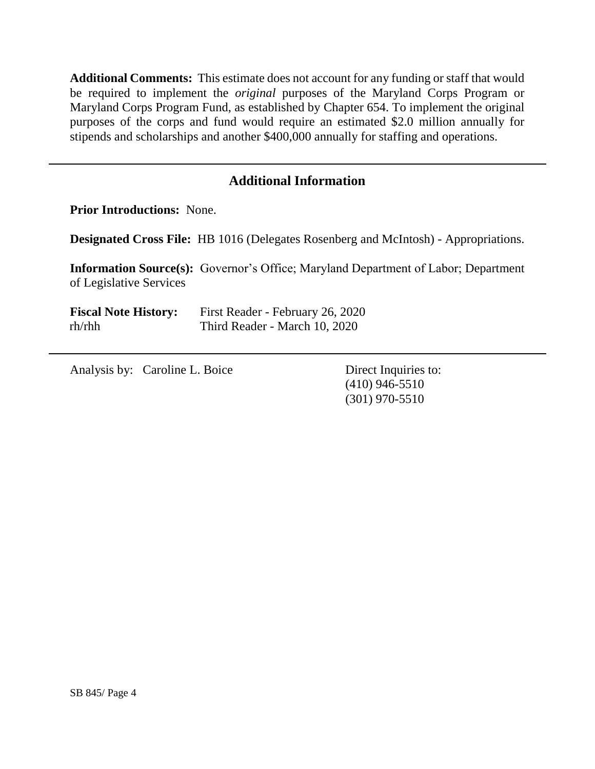**Additional Comments:** This estimate does not account for any funding or staff that would be required to implement the *original* purposes of the Maryland Corps Program or Maryland Corps Program Fund, as established by Chapter 654. To implement the original purposes of the corps and fund would require an estimated $2.0 million annually for stipends and scholarships and another $400,000 annually for staffing and operations.

---

## Additional Information

**Prior Introductions:** None.

**Designated Cross File:** HB 1016 (Delegates Rosenberg and McIntosh) - Appropriations.

**Information Source(s):** Governor's Office; Maryland Department of Labor; Department of Legislative Services

**Fiscal Note History:** First Reader - February 26, 2020
rh/rhh Third Reader - March 10, 2020

---

Analysis by: Caroline L. Boice

Direct Inquiries to:
(410) 946-5510
(301) 970-5510